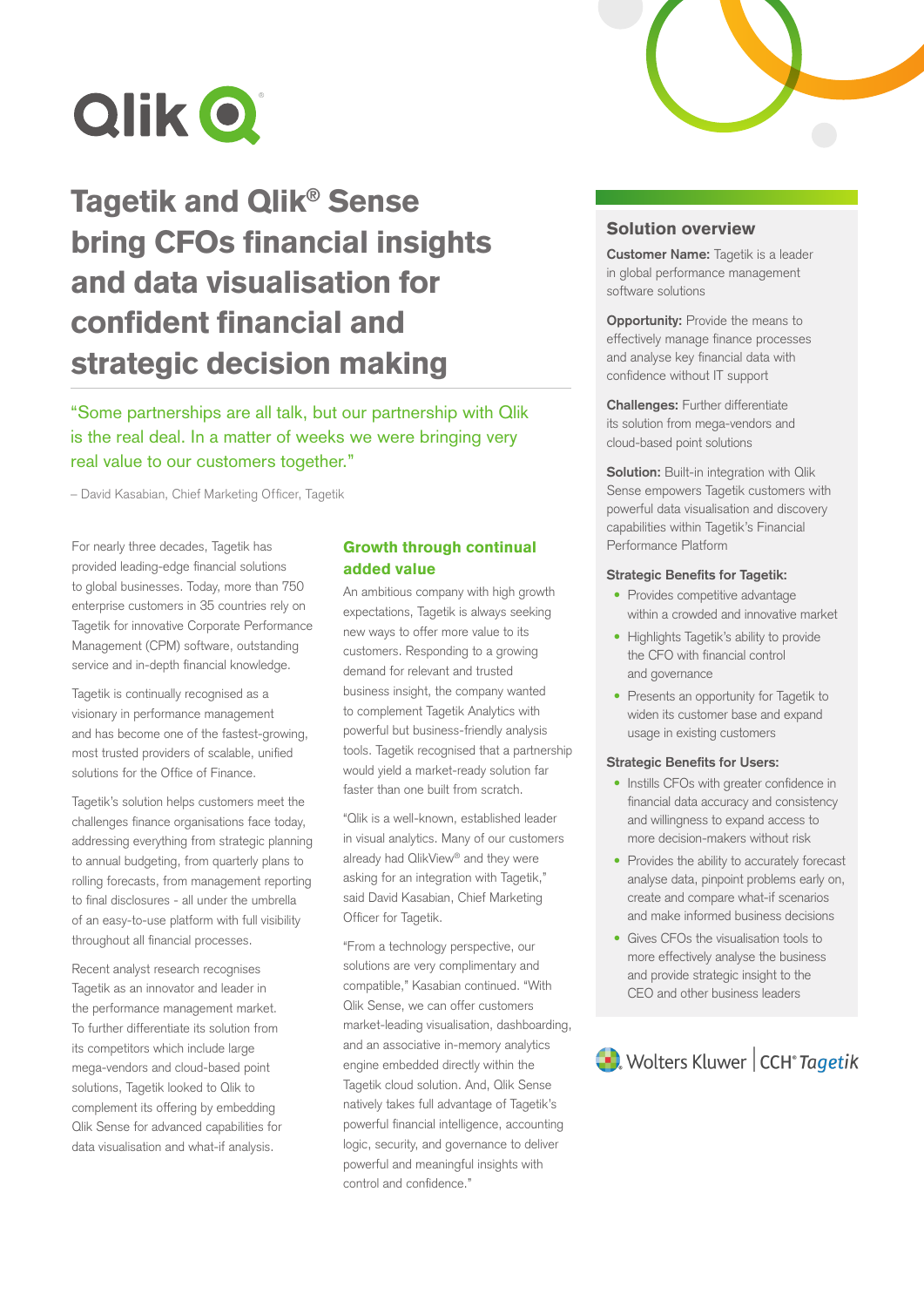Qlik

# Tagetik and Qlik® Sense bring CFOs financial insights and data visualisation for confident financial and strategic decision making

"Some partnerships are all talk, but our partnership with Qlik is the real deal. In a matter of weeks we were bringing very real value to our customers together."

– David Kasabian, Chief Marketing Officer, Tagetik

For nearly three decades, Tagetik has provided leading-edge financial solutions to global businesses. Today, more than 750 enterprise customers in 35 countries rely on Tagetik for innovative Corporate Performance Management (CPM) software, outstanding service and in-depth financial knowledge.

Tagetik is continually recognised as a visionary in performance management and has become one of the fastest-growing, most trusted providers of scalable, unified solutions for the Office of Finance.

Tagetik's solution helps customers meet the challenges finance organisations face today, addressing everything from strategic planning to annual budgeting, from quarterly plans to rolling forecasts, from management reporting to final disclosures - all under the umbrella of an easy-to-use platform with full visibility throughout all financial processes.

Recent analyst research recognises Tagetik as an innovator and leader in the performance management market. To further differentiate its solution from its competitors which include large mega-vendors and cloud-based point solutions, Tagetik looked to Qlik to complement its offering by embedding Qlik Sense for advanced capabilities for data visualisation and what-if analysis.

## Growth through continual added value

An ambitious company with high growth expectations, Tagetik is always seeking new ways to offer more value to its customers. Responding to a growing demand for relevant and trusted business insight, the company wanted to complement Tagetik Analytics with powerful but business-friendly analysis tools. Tagetik recognised that a partnership would yield a market-ready solution far faster than one built from scratch.

"Qlik is a well-known, established leader in visual analytics. Many of our customers already had QlikView® and they were asking for an integration with Tagetik," said David Kasabian, Chief Marketing Officer for Tagetik.

"From a technology perspective, our solutions are very complimentary and compatible," Kasabian continued. "With Qlik Sense, we can offer customers market-leading visualisation, dashboarding, and an associative in-memory analytics engine embedded directly within the Tagetik cloud solution. And, Qlik Sense natively takes full advantage of Tagetik's powerful financial intelligence, accounting logic, security, and governance to deliver powerful and meaningful insights with control and confidence."

## Solution overview

**Customer Name:** Tagetik is a leader in global performance management software solutions

**Opportunity:** Provide the means to effectively manage finance processes and analyse key financial data with confidence without IT support

**Challenges:** Further differentiate its solution from mega-vendors and cloud-based point solutions

**Solution:** Built-in integration with Qlik Sense empowers Tagetik customers with powerful data visualisation and discovery capabilities within Tagetik's Financial Performance Platform

**Strategic Benefits for Tagetik:**

- Provides competitive advantage within a crowded and innovative market
- Highlights Tagetik's ability to provide the CFO with financial control and governance
- Presents an opportunity for Tagetik to widen its customer base and expand usage in existing customers

**Strategic Benefits for Users:**

- Instills CFOs with greater confidence in financial data accuracy and consistency and willingness to expand access to more decision-makers without risk
- Provides the ability to accurately forecast analyse data, pinpoint problems early on, create and compare what-if scenarios and make informed business decisions
- Gives CFOs the visualisation tools to more effectively analyse the business and provide strategic insight to the CEO and other business leaders

Wolters Kluwer | CCH® Tagetik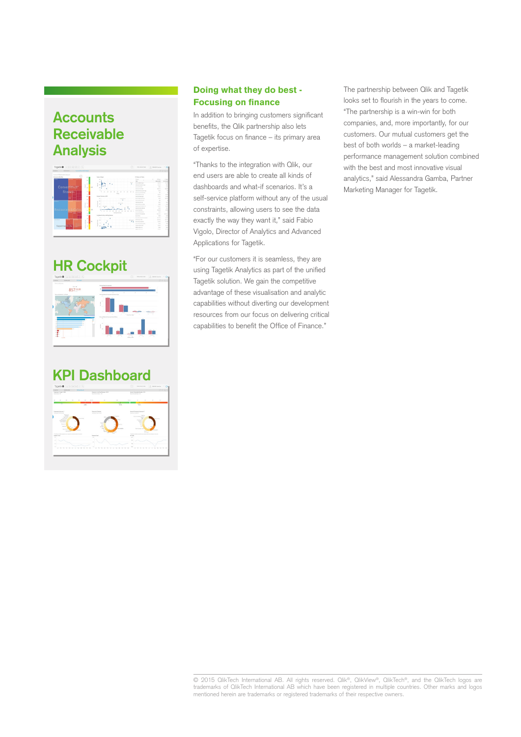## Accounts Receivable Analysis

## HR Cockpit

## KPI Dashboard

### Doing what they do best - Focusing on finance

In addition to bringing customers significant benefits, the Qlik partnership also lets Tagetik focus on finance – its primary area of expertise.

"Thanks to the integration with Qlik, our end users are able to create all kinds of dashboards and what-if scenarios. It's a self-service platform without any of the usual constraints, allowing users to see the data exactly the way they want it," said Fabio Vigolo, Director of Analytics and Advanced Applications for Tagetik.

"For our customers it is seamless, they are using Tagetik Analytics as part of the unified Tagetik solution. We gain the competitive advantage of these visualisation and analytic capabilities without diverting our development resources from our focus on delivering critical capabilities to benefit the Office of Finance."

The partnership between Qlik and Tagetik looks set to flourish in the years to come. "The partnership is a win-win for both companies, and, more importantly, for our customers. Our mutual customers get the best of both worlds – a market-leading performance management solution combined with the best and most innovative visual analytics," said Alessandra Gamba, Partner Marketing Manager for Tagetik.

© 2015 QlikTech International AB. All rights reserved. Qlik®, QlikView®, QlikTech®, and the QlikTech logos are trademarks of QlikTech International AB which have been registered in multiple countries. Other marks and logos mentioned herein are trademarks or registered trademarks of their respective owners.